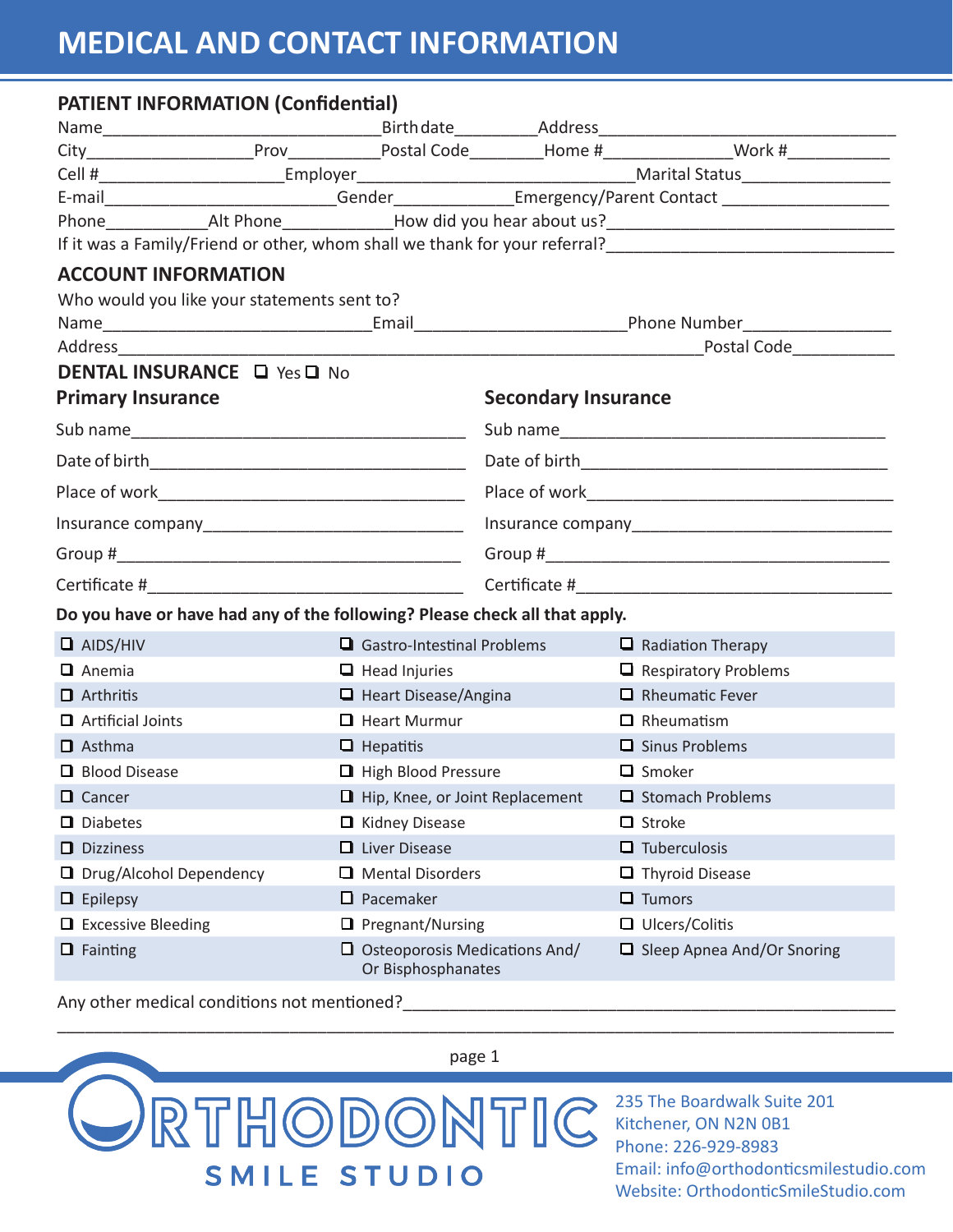# MEDICAL AND CONTACT INFORMATION

## PATIENT INFORMATION (Confidential)

Name______________________________ Birth date_________ Address_________________________________

City__________________ Prov__________ Postal Code________ Home #______________ Work #___________

Cell #____________________ Employer______________________________ Marital Status________________

E-mail_________________________ Gender_____________ Emergency/Parent Contact __________________

Phone___________ Alt Phone____________ How did you hear about us?______________________________

If it was a Family/Friend or other, whom shall we thank for your referral?_______________________________

## ACCOUNT INFORMATION

Who would you like your statements sent to?

Name_____________________________ Email______________________ Phone Number________________

Address___________________________________________________________ Postal Code___________

## DENTAL INSURANCE ☐ Yes ☐ No

| Primary Insurance | Secondary Insurance |
|---|---|
| Sub name___________________________________ | Sub name___________________________________ |
| Date of birth________________________________ | Date of birth________________________________ |
| Place of work_______________________________ | Place of work_______________________________ |
| Insurance company___________________________ | Insurance company___________________________ |
| Group #____________________________________ | Group #____________________________________ |
| Certificate #________________________________ | Certificate #________________________________ |

**Do you have or have had any of the following? Please check all that apply.**

| | | |
|---|---|---|
| ☐ AIDS/HIV | ☐ Gastro-Intestinal Problems | ☐ Radiation Therapy |
| ☐ Anemia | ☐ Head Injuries | ☐ Respiratory Problems |
| ☐ Arthritis | ☐ Heart Disease/Angina | ☐ Rheumatic Fever |
| ☐ Artificial Joints | ☐ Heart Murmur | ☐ Rheumatism |
| ☐ Asthma | ☐ Hepatitis | ☐ Sinus Problems |
| ☐ Blood Disease | ☐ High Blood Pressure | ☐ Smoker |
| ☐ Cancer | ☐ Hip, Knee, or Joint Replacement | ☐ Stomach Problems |
| ☐ Diabetes | ☐ Kidney Disease | ☐ Stroke |
| ☐ Dizziness | ☐ Liver Disease | ☐ Tuberculosis |
| ☐ Drug/Alcohol Dependency | ☐ Mental Disorders | ☐ Thyroid Disease |
| ☐ Epilepsy | ☐ Pacemaker | ☐ Tumors |
| ☐ Excessive Bleeding | ☐ Pregnant/Nursing | ☐ Ulcers/Colitis |
| ☐ Fainting | ☐ Osteoporosis Medications And/ Or Bisphosphanates | ☐ Sleep Apnea And/Or Snoring |

Any other medical conditions not mentioned?_______________________________________________________

_____________________________________________________________________________________________

ORTHODONTIC SMILE STUDIO

235 The Boardwalk Suite 201
Kitchener, ON N2N 0B1
Phone: 226-929-8983
Email: info@orthodonticsmilestudio.com
Website: OrthodonticSmileStudio.com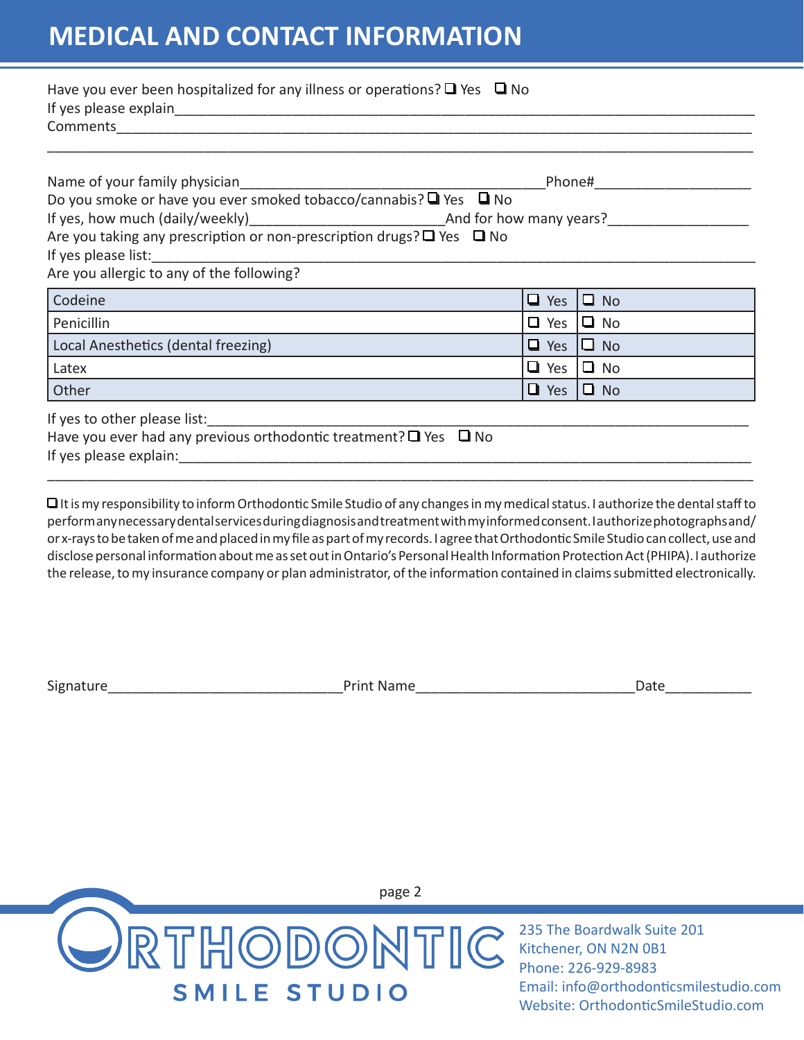# MEDICAL AND CONTACT INFORMATION

Have you ever been hospitalized for any illness or operations? ❑ Yes ❑ No

If yes please explain_______________________________________________

Comments_______________________________________________

_______________________________________________

Name of your family physician_______________________Phone#_______________

Do you smoke or have you ever smoked tobacco/cannabis? ❑ Yes ❑ No

If yes, how much (daily/weekly)_______________And for how many years?_______________

Are you taking any prescription or non-prescription drugs? ❑ Yes ❑ No

If yes please list:_______________________________________________

Are you allergic to any of the following?

| | | |
|---|---|---|
| Codeine | ❑ Yes | ❑ No |
| Penicillin | ❑ Yes | ❑ No |
| Local Anesthetics (dental freezing) | ❑ Yes | ❑ No |
| Latex | ❑ Yes | ❑ No |
| Other | ❑ Yes | ❑ No |

If yes to other please list:_______________________________________________

Have you ever had any previous orthodontic treatment? ❑ Yes ❑ No

If yes please explain:_______________________________________________

_______________________________________________

❑ It is my responsibility to inform Orthodontic Smile Studio of any changes in my medical status. I authorize the dental staff to perform any necessary dental services during diagnosis and treatment with my informed consent. I authorize photographs and/or x-rays to be taken of me and placed in my file as part of my records. I agree that Orthodontic Smile Studio can collect, use and disclose personal information about me as set out in Ontario's Personal Health Information Protection Act (PHIPA). I authorize the release, to my insurance company or plan administrator, of the information contained in claims submitted electronically.

Signature_______________________Print Name_______________________Date___________

ORTHODONTIC SMILE STUDIO

235 The Boardwalk Suite 201
Kitchener, ON N2N 0B1
Phone: 226-929-8983
Email: info@orthodonticsmilestudio.com
Website: OrthodonticSmileStudio.com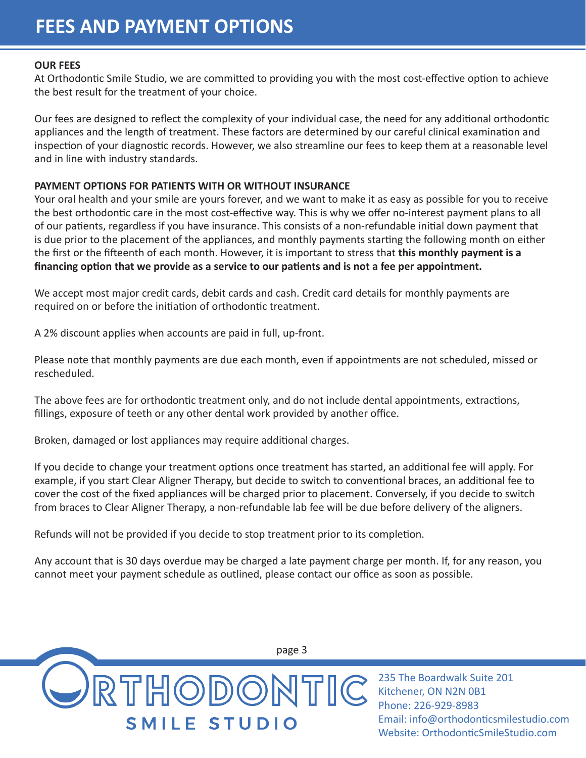# FEES AND PAYMENT OPTIONS

**OUR FEES**

At Orthodontic Smile Studio, we are committed to providing you with the most cost-effective option to achieve the best result for the treatment of your choice.

Our fees are designed to reflect the complexity of your individual case, the need for any additional orthodontic appliances and the length of treatment. These factors are determined by our careful clinical examination and inspection of your diagnostic records. However, we also streamline our fees to keep them at a reasonable level and in line with industry standards.

**PAYMENT OPTIONS FOR PATIENTS WITH OR WITHOUT INSURANCE**

Your oral health and your smile are yours forever, and we want to make it as easy as possible for you to receive the best orthodontic care in the most cost-effective way. This is why we offer no-interest payment plans to all of our patients, regardless if you have insurance. This consists of a non-refundable initial down payment that is due prior to the placement of the appliances, and monthly payments starting the following month on either the first or the fifteenth of each month. However, it is important to stress that **this monthly payment is a financing option that we provide as a service to our patients and is not a fee per appointment.**

We accept most major credit cards, debit cards and cash. Credit card details for monthly payments are required on or before the initiation of orthodontic treatment.

A 2% discount applies when accounts are paid in full, up-front.

Please note that monthly payments are due each month, even if appointments are not scheduled, missed or rescheduled.

The above fees are for orthodontic treatment only, and do not include dental appointments, extractions, fillings, exposure of teeth or any other dental work provided by another office.

Broken, damaged or lost appliances may require additional charges.

If you decide to change your treatment options once treatment has started, an additional fee will apply. For example, if you start Clear Aligner Therapy, but decide to switch to conventional braces, an additional fee to cover the cost of the fixed appliances will be charged prior to placement. Conversely, if you decide to switch from braces to Clear Aligner Therapy, a non-refundable lab fee will be due before delivery of the aligners.

Refunds will not be provided if you decide to stop treatment prior to its completion.

Any account that is 30 days overdue may be charged a late payment charge per month. If, for any reason, you cannot meet your payment schedule as outlined, please contact our office as soon as possible.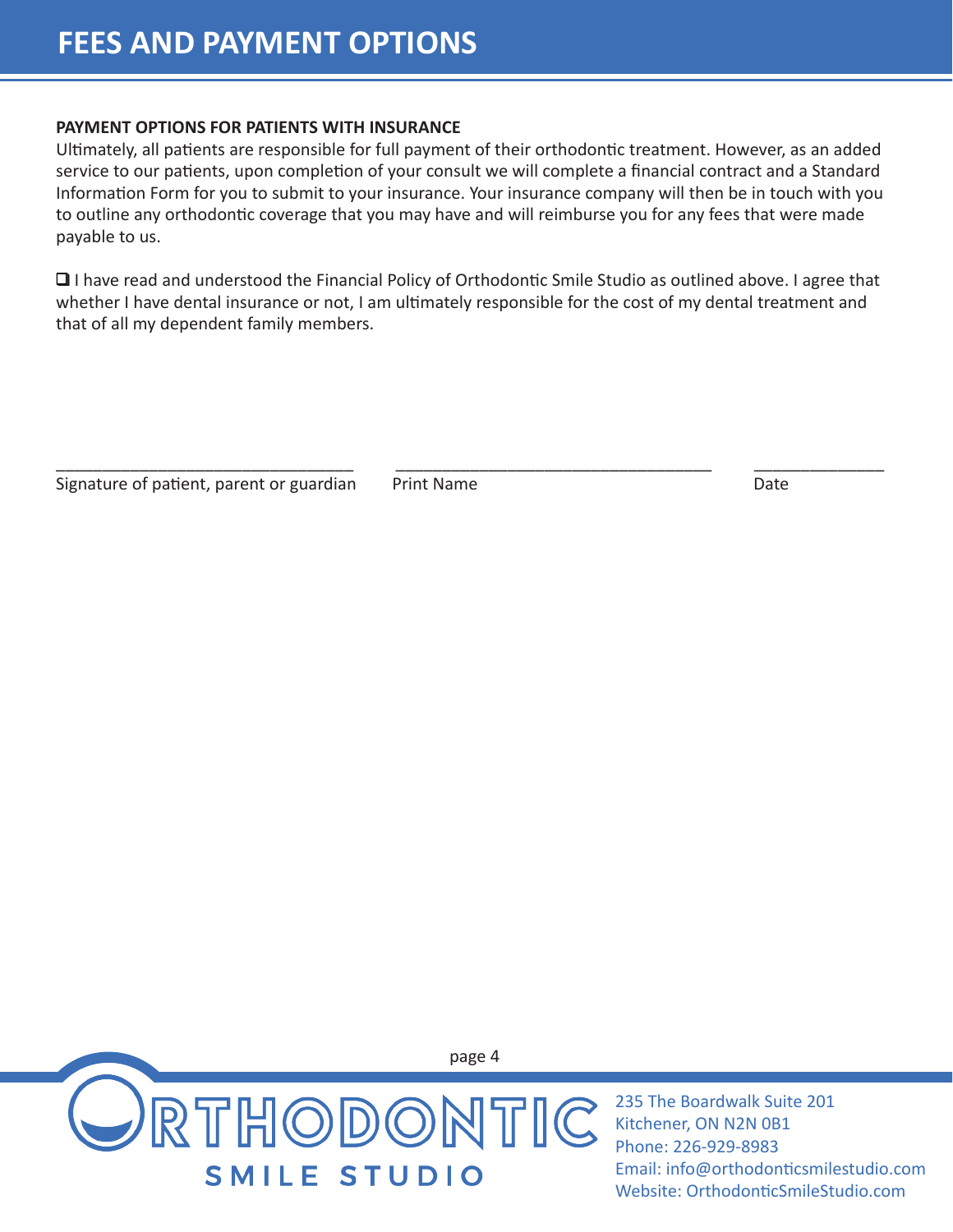# FEES AND PAYMENT OPTIONS

**PAYMENT OPTIONS FOR PATIENTS WITH INSURANCE**

Ultimately, all patients are responsible for full payment of their orthodontic treatment. However, as an added service to our patients, upon completion of your consult we will complete a financial contract and a Standard Information Form for you to submit to your insurance. Your insurance company will then be in touch with you to outline any orthodontic coverage that you may have and will reimburse you for any fees that were made payable to us.

❑ I have read and understood the Financial Policy of Orthodontic Smile Studio as outlined above. I agree that whether I have dental insurance or not, I am ultimately responsible for the cost of my dental treatment and that of all my dependent family members.

_________________________________ &nbsp;&nbsp; ___________________________________ &nbsp;&nbsp; ______________

Signature of patient, parent or guardian &nbsp;&nbsp; Print Name &nbsp;&nbsp; Date

ORTHODONTIC SMILE STUDIO

235 The Boardwalk Suite 201
Kitchener, ON N2N 0B1
Phone: 226-929-8983
Email: info@orthodonticsmilestudio.com
Website: OrthodonticSmileStudio.com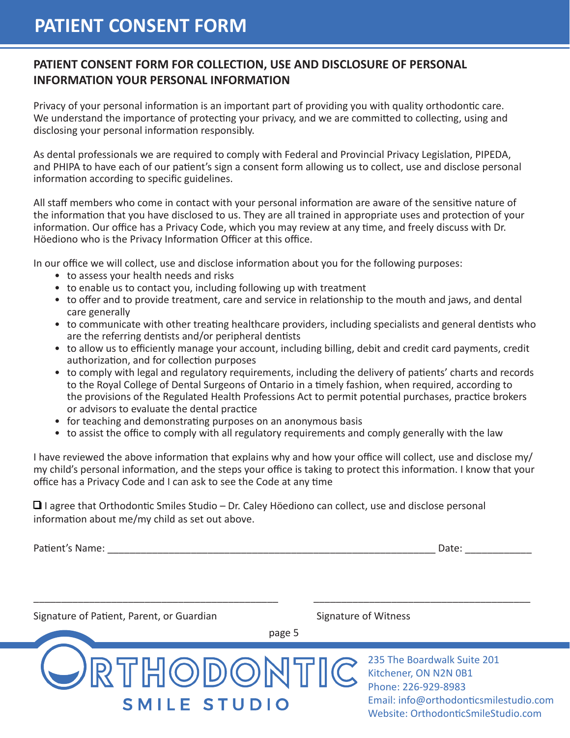# PATIENT CONSENT FORM

## PATIENT CONSENT FORM FOR COLLECTION, USE AND DISCLOSURE OF PERSONAL INFORMATION YOUR PERSONAL INFORMATION

Privacy of your personal information is an important part of providing you with quality orthodontic care. We understand the importance of protecting your privacy, and we are committed to collecting, using and disclosing your personal information responsibly.

As dental professionals we are required to comply with Federal and Provincial Privacy Legislation, PIPEDA, and PHIPA to have each of our patient's sign a consent form allowing us to collect, use and disclose personal information according to specific guidelines.

All staff members who come in contact with your personal information are aware of the sensitive nature of the information that you have disclosed to us. They are all trained in appropriate uses and protection of your information. Our office has a Privacy Code, which you may review at any time, and freely discuss with Dr. Höediono who is the Privacy Information Officer at this office.

In our office we will collect, use and disclose information about you for the following purposes:

- to assess your health needs and risks
- to enable us to contact you, including following up with treatment
- to offer and to provide treatment, care and service in relationship to the mouth and jaws, and dental care generally
- to communicate with other treating healthcare providers, including specialists and general dentists who are the referring dentists and/or peripheral dentists
- to allow us to efficiently manage your account, including billing, debit and credit card payments, credit authorization, and for collection purposes
- to comply with legal and regulatory requirements, including the delivery of patients' charts and records to the Royal College of Dental Surgeons of Ontario in a timely fashion, when required, according to the provisions of the Regulated Health Professions Act to permit potential purchases, practice brokers or advisors to evaluate the dental practice
- for teaching and demonstrating purposes on an anonymous basis
- to assist the office to comply with all regulatory requirements and comply generally with the law

I have reviewed the above information that explains why and how your office will collect, use and disclose my/ my child's personal information, and the steps your office is taking to protect this information. I know that your office has a Privacy Code and I can ask to see the Code at any time

☐ I agree that Orthodontic Smiles Studio – Dr. Caley Höediono can collect, use and disclose personal information about me/my child as set out above.

Patient's Name: ____________________________________________ Date: ____________

______________________________________ ______________________________________

Signature of Patient, Parent, or Guardian Signature of Witness

ORTHODONTIC SMILE STUDIO

235 The Boardwalk Suite 201
Kitchener, ON N2N 0B1
Phone: 226-929-8983
Email: info@orthodonticsmilestudio.com
Website: OrthodonticSmileStudio.com